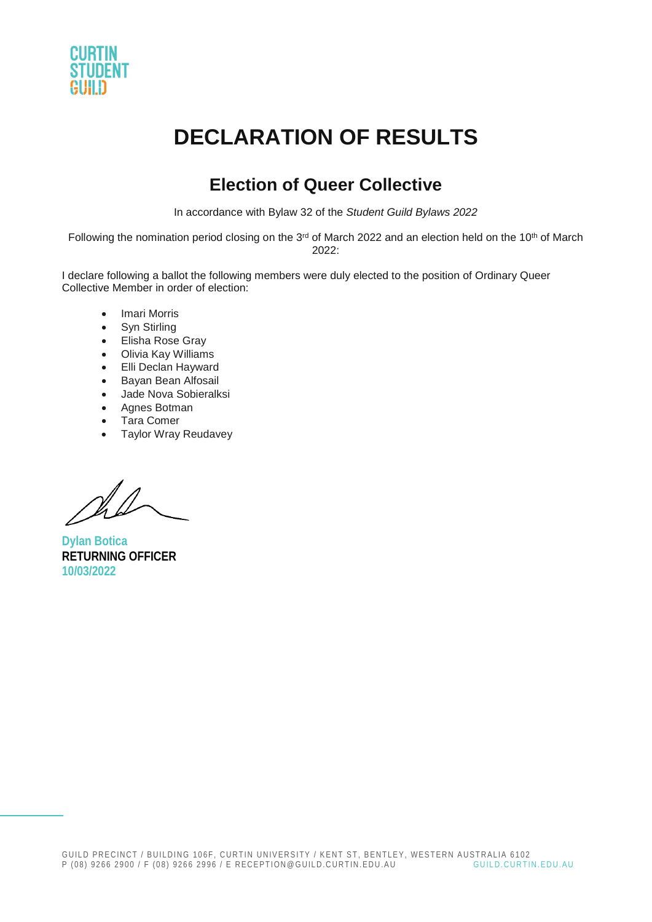CURTIN STUDENT GUILD

# DECLARATION OF RESULTS

## Election of Queer Collective

In accordance with Bylaw 32 of the *Student Guild Bylaws 2022*

Following the nomination period closing on the 3rd of March 2022 and an election held on the 10th of March 2022:

I declare following a ballot the following members were duly elected to the position of Ordinary Queer Collective Member in order of election:

- Imari Morris
- Syn Stirling
- Elisha Rose Gray
- Olivia Kay Williams
- Elli Declan Hayward
- Bayan Bean Alfosail
- Jade Nova Sobieralksi
- Agnes Botman
- Tara Comer
- Taylor Wray Reudavey

**Dylan Botica**
**RETURNING OFFICER**
**10/03/2022**

GUILD PRECINCT / BUILDING 106F, CURTIN UNIVERSITY / KENT ST, BENTLEY, WESTERN AUSTRALIA 6102
P (08) 9266 2900 / F (08) 9266 2996 / E RECEPTION@GUILD.CURTIN.EDU.AU GUILD.CURTIN.EDU.AU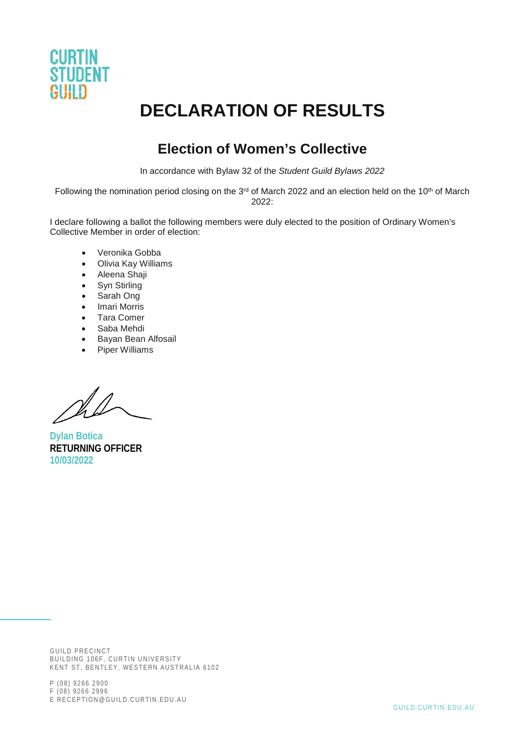CURTIN STUDENT GUILD

# DECLARATION OF RESULTS

## Election of Women's Collective

In accordance with Bylaw 32 of the *Student Guild Bylaws 2022*

Following the nomination period closing on the 3rd of March 2022 and an election held on the 10th of March 2022:

I declare following a ballot the following members were duly elected to the position of Ordinary Women's Collective Member in order of election:

- Veronika Gobba
- Olivia Kay Williams
- Aleena Shaji
- Syn Stirling
- Sarah Ong
- Imari Morris
- Tara Comer
- Saba Mehdi
- Bayan Bean Alfosail
- Piper Williams

**Dylan Botica**
**RETURNING OFFICER**
**10/03/2022**

GUILD PRECINCT
BUILDING 106F, CURTIN UNIVERSITY
KENT ST, BENTLEY, WESTERN AUSTRALIA 6102

P (08) 9266 2900
F (08) 9266 2996
E RECEPTION@GUILD.CURTIN.EDU.AU

GUILD.CURTIN.EDU.AU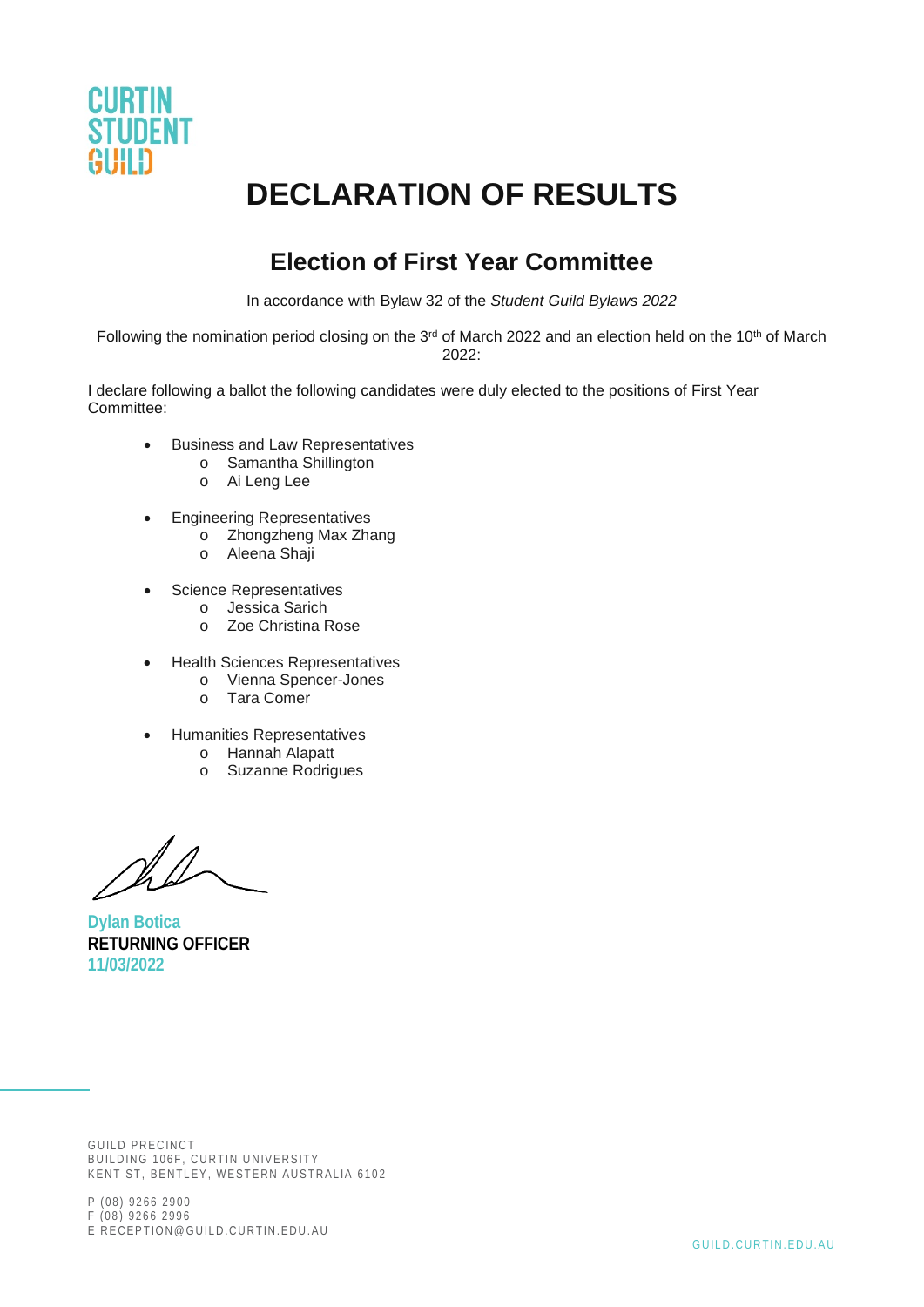CURTIN STUDENT GUILD

# DECLARATION OF RESULTS

## Election of First Year Committee

In accordance with Bylaw 32 of the *Student Guild Bylaws 2022*

Following the nomination period closing on the 3rd of March 2022 and an election held on the 10th of March 2022:

I declare following a ballot the following candidates were duly elected to the positions of First Year Committee:

- Business and Law Representatives
  - Samantha Shillington
  - Ai Leng Lee
- Engineering Representatives
  - Zhongzheng Max Zhang
  - Aleena Shaji
- Science Representatives
  - Jessica Sarich
  - Zoe Christina Rose
- Health Sciences Representatives
  - Vienna Spencer-Jones
  - Tara Comer
- Humanities Representatives
  - Hannah Alapatt
  - Suzanne Rodrigues

**Dylan Botica**
**RETURNING OFFICER**
**11/03/2022**

GUILD PRECINCT
BUILDING 106F, CURTIN UNIVERSITY
KENT ST, BENTLEY, WESTERN AUSTRALIA 6102

P (08) 9266 2900
F (08) 9266 2996
E RECEPTION@GUILD.CURTIN.EDU.AU

GUILD.CURTIN.EDU.AU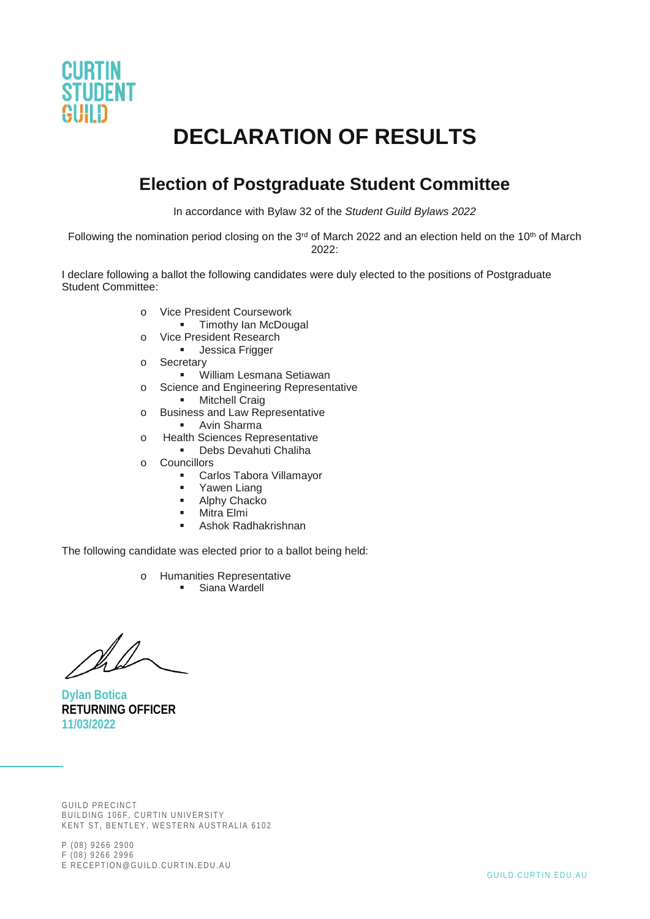CURTIN STUDENT GUILD

# DECLARATION OF RESULTS

## Election of Postgraduate Student Committee

In accordance with Bylaw 32 of the *Student Guild Bylaws 2022*

Following the nomination period closing on the 3rd of March 2022 and an election held on the 10th of March 2022:

I declare following a ballot the following candidates were duly elected to the positions of Postgraduate Student Committee:

- Vice President Coursework
  - Timothy Ian McDougal
- Vice President Research
  - Jessica Frigger
- Secretary
  - William Lesmana Setiawan
- Science and Engineering Representative
  - Mitchell Craig
- Business and Law Representative
  - Avin Sharma
- Health Sciences Representative
  - Debs Devahuti Chaliha
- Councillors
  - Carlos Tabora Villamayor
  - Yawen Liang
  - Alphy Chacko
  - Mitra Elmi
  - Ashok Radhakrishnan

The following candidate was elected prior to a ballot being held:

- Humanities Representative
  - Siana Wardell

**Dylan Botica**
**RETURNING OFFICER**
**11/03/2022**

GUILD PRECINCT
BUILDING 106F, CURTIN UNIVERSITY
KENT ST, BENTLEY, WESTERN AUSTRALIA 6102

P (08) 9266 2900
F (08) 9266 2996
E RECEPTION@GUILD.CURTIN.EDU.AU

GUILD.CURTIN.EDU.AU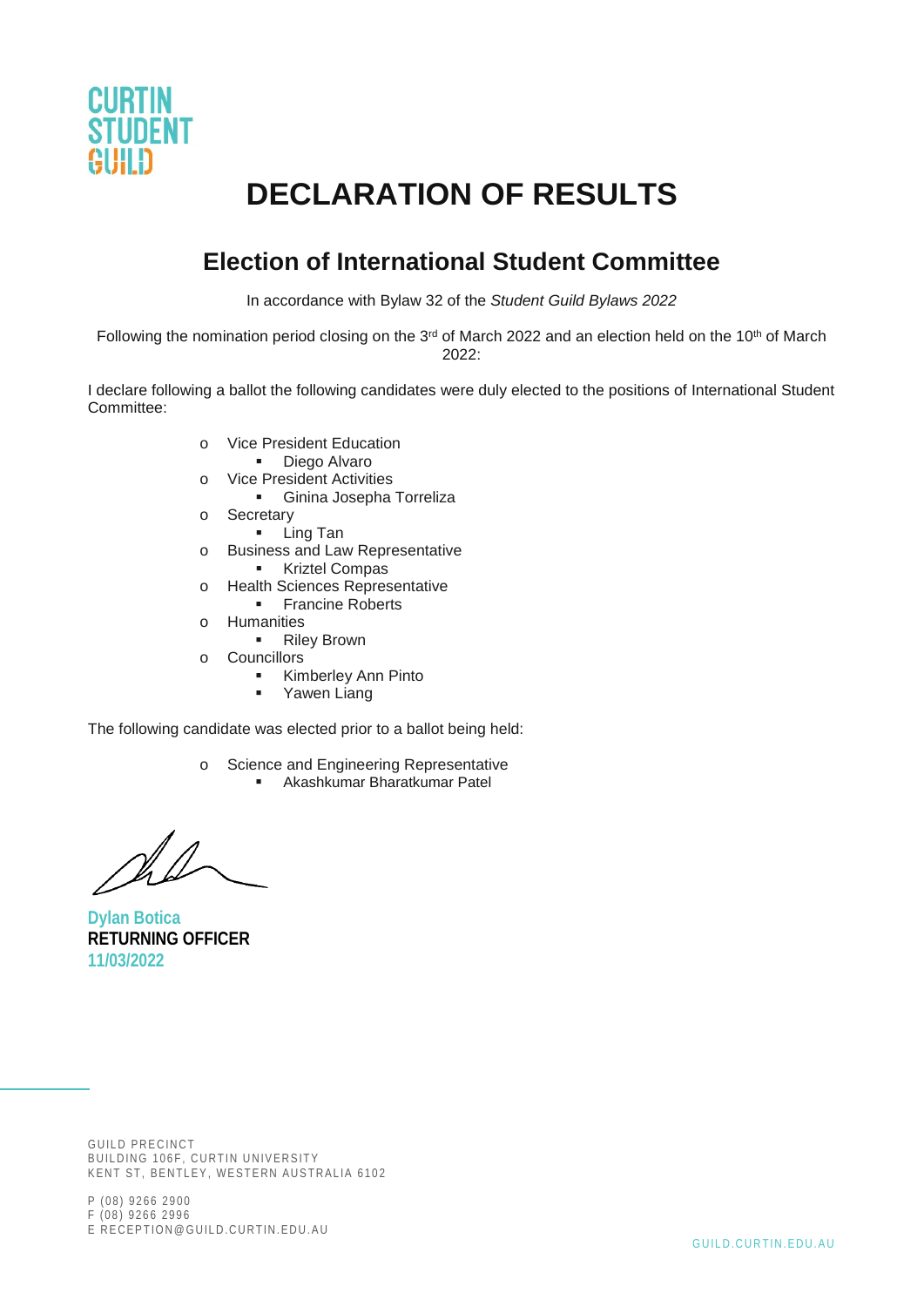CURTIN STUDENT GUILD

# DECLARATION OF RESULTS

## Election of International Student Committee

In accordance with Bylaw 32 of the *Student Guild Bylaws 2022*

Following the nomination period closing on the 3rd of March 2022 and an election held on the 10th of March 2022:

I declare following a ballot the following candidates were duly elected to the positions of International Student Committee:

- Vice President Education
  - Diego Alvaro
- Vice President Activities
  - Ginina Josepha Torreliza
- Secretary
  - Ling Tan
- Business and Law Representative
  - Kriztel Compas
- Health Sciences Representative
  - Francine Roberts
- Humanities
  - Riley Brown
- Councillors
  - Kimberley Ann Pinto
  - Yawen Liang

The following candidate was elected prior to a ballot being held:

- Science and Engineering Representative
  - Akashkumar Bharatkumar Patel

**Dylan Botica**
**RETURNING OFFICER**
**11/03/2022**

GUILD PRECINCT
BUILDING 106F, CURTIN UNIVERSITY
KENT ST, BENTLEY, WESTERN AUSTRALIA 6102

P (08) 9266 2900
F (08) 9266 2996
E RECEPTION@GUILD.CURTIN.EDU.AU

GUILD.CURTIN.EDU.AU